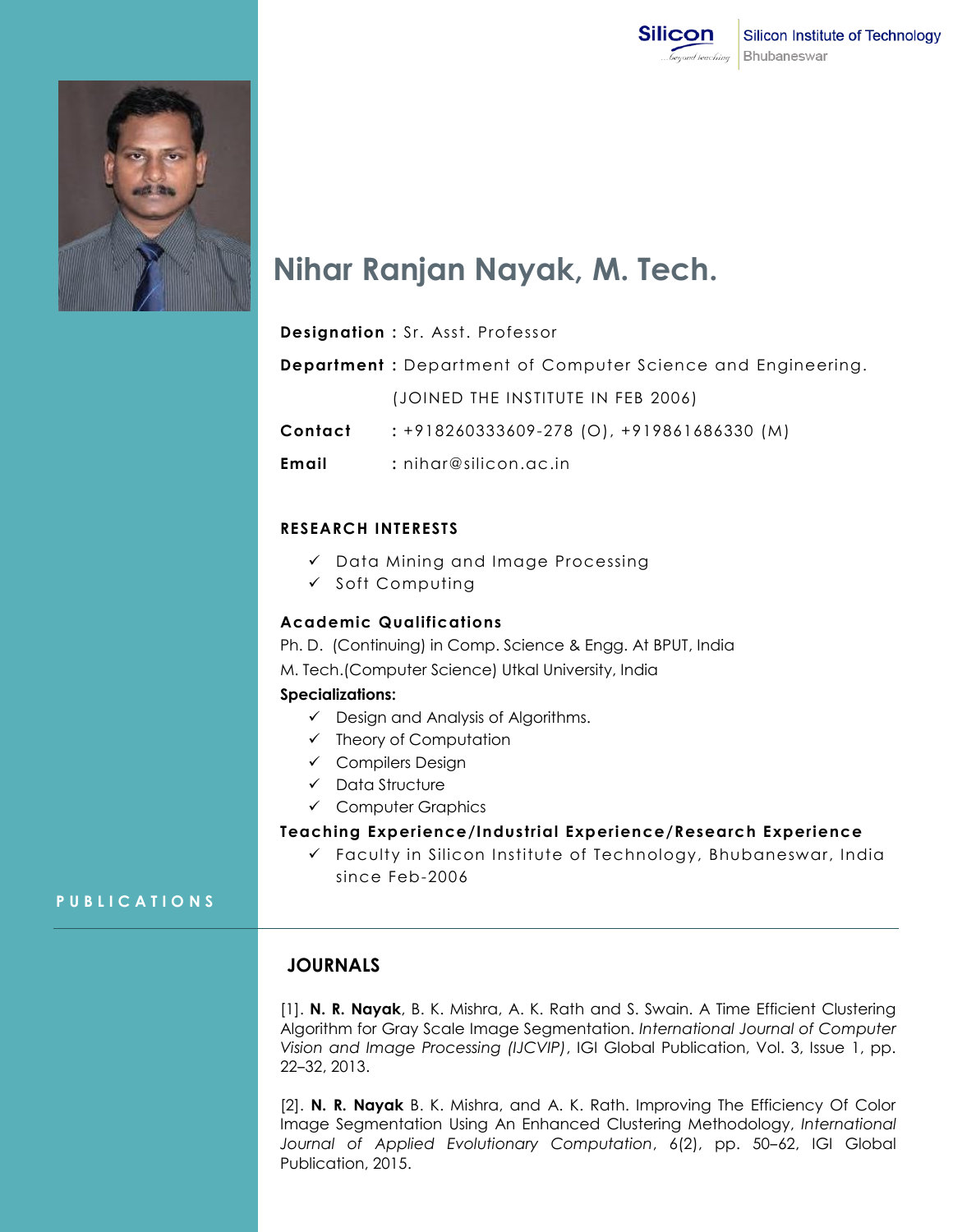Silicon Institute of Technology
Bhubaneswar

# Nihar Ranjan Nayak, M. Tech.

**Designation :** Sr. Asst. Professor

**Department :** Department of Computer Science and Engineering.

(JOINED THE INSTITUTE IN FEB 2006)

**Contact** : +918260333609-278 (O), +919861686330 (M)

**Email** : nihar@silicon.ac.in

## RESEARCH INTERESTS

- ✓ Data Mining and Image Processing
- ✓ Soft Computing

## Academic Qualifications

Ph. D. (Continuing) in Comp. Science & Engg. At BPUT, India

M. Tech.(Computer Science) Utkal University, India

**Specializations:**

- ✓ Design and Analysis of Algorithms.
- ✓ Theory of Computation
- ✓ Compilers Design
- ✓ Data Structure
- ✓ Computer Graphics

## Teaching Experience/Industrial Experience/Research Experience

- ✓ Faculty in Silicon Institute of Technology, Bhubaneswar, India since Feb-2006

## PUBLICATIONS

### JOURNALS

[1]. **N. R. Nayak**, B. K. Mishra, A. K. Rath and S. Swain. A Time Efficient Clustering Algorithm for Gray Scale Image Segmentation. *International Journal of Computer Vision and Image Processing (IJCVIP)*, IGI Global Publication, Vol. 3, Issue 1, pp. 22–32, 2013.

[2]. **N. R. Nayak** B. K. Mishra, and A. K. Rath. Improving The Efficiency Of Color Image Segmentation Using An Enhanced Clustering Methodology, *International Journal of Applied Evolutionary Computation*, 6(2), pp. 50–62, IGI Global Publication, 2015.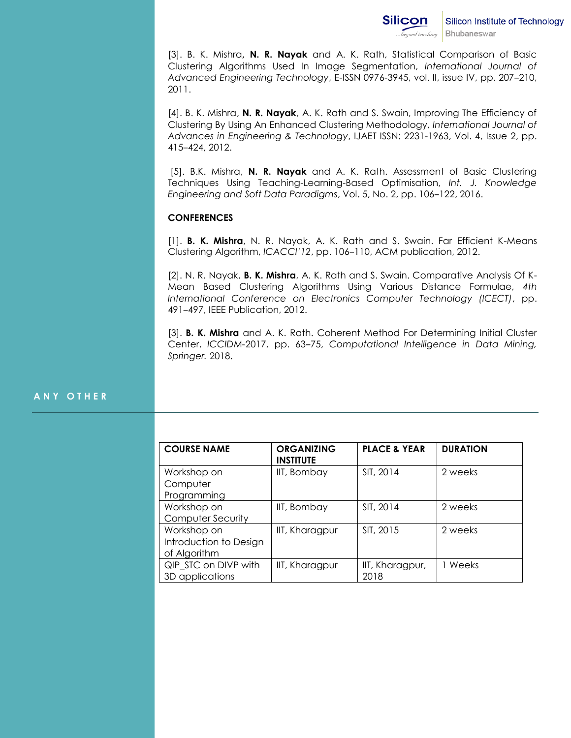[3]. B. K. Mishra**, N. R. Nayak** and A. K. Rath, Statistical Comparison of Basic Clustering Algorithms Used In Image Segmentation, *International Journal of Advanced Engineering Technology*, E-ISSN 0976-3945, vol. II, issue IV, pp. 207–210, 2011.

[4]. B. K. Mishra, **N. R. Nayak**, A. K. Rath and S. Swain, Improving The Efficiency of Clustering By Using An Enhanced Clustering Methodology, *International Journal of Advances in Engineering & Technology*, IJAET ISSN: 2231-1963, Vol. 4, Issue 2, pp. 415–424, 2012.

[5]. B.K. Mishra, **N. R. Nayak** and A. K. Rath. Assessment of Basic Clustering Techniques Using Teaching-Learning-Based Optimisation, *Int. J. Knowledge Engineering and Soft Data Paradigms*, Vol. 5, No. 2, pp. 106–122, 2016.

**CONFERENCES**

[1]. **B. K. Mishra**, N. R. Nayak, A. K. Rath and S. Swain. Far Efficient K-Means Clustering Algorithm, *ICACCI'12*, pp. 106–110, ACM publication, 2012.

[2]. N. R. Nayak, **B. K. Mishra**, A. K. Rath and S. Swain. Comparative Analysis Of K-Mean Based Clustering Algorithms Using Various Distance Formulae, *4th International Conference on Electronics Computer Technology (ICECT)*, pp. 491–497, IEEE Publication, 2012.

[3]. **B. K. Mishra** and A. K. Rath. Coherent Method For Determining Initial Cluster Center, *ICCIDM*-2017, pp. 63–75, *Computational Intelligence in Data Mining, Springer.* 2018.

## ANY OTHER

| COURSE NAME | ORGANIZING INSTITUTE | PLACE & YEAR | DURATION |
|---|---|---|---|
| Workshop on Computer Programming | IIT, Bombay | SIT, 2014 | 2 weeks |
| Workshop on Computer Security | IIT, Bombay | SIT, 2014 | 2 weeks |
| Workshop on Introduction to Design of Algorithm | IIT, Kharagpur | SIT, 2015 | 2 weeks |
| QIP_STC on DIVP with 3D applications | IIT, Kharagpur | IIT, Kharagpur, 2018 | 1 Weeks |